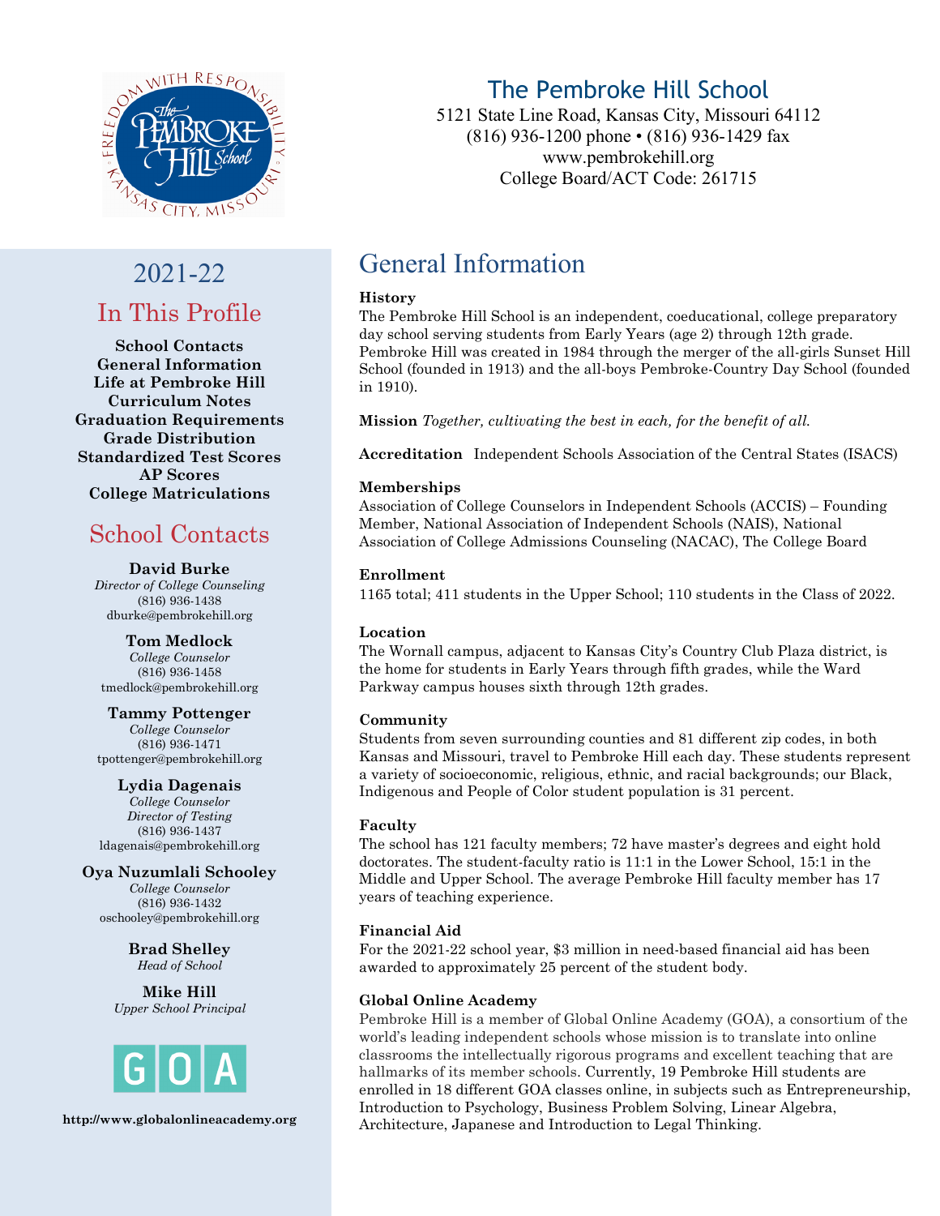# The Pembroke Hill School

5121 State Line Road, Kansas City, Missouri 64112
(816) 936-1200 phone • (816) 936-1429 fax
www.pembrokehill.org
College Board/ACT Code: 261715

## 2021-22

## In This Profile

**School Contacts**
**General Information**
**Life at Pembroke Hill**
**Curriculum Notes**
**Graduation Requirements**
**Grade Distribution**
**Standardized Test Scores**
**AP Scores**
**College Matriculations**

## School Contacts

**David Burke**
*Director of College Counseling*
(816) 936-1438
dburke@pembrokehill.org

**Tom Medlock**
*College Counselor*
(816) 936-1458
tmedlock@pembrokehill.org

**Tammy Pottenger**
*College Counselor*
(816) 936-1471
tpottenger@pembrokehill.org

**Lydia Dagenais**
*College Counselor*
*Director of Testing*
(816) 936-1437
ldagenais@pembrokehill.org

**Oya Nuzumlali Schooley**
*College Counselor*
(816) 936-1432
oschooley@pembrokehill.org

**Brad Shelley**
*Head of School*

**Mike Hill**
*Upper School Principal*

GOA

**http://www.globalonlineacademy.org**

## General Information

**History**
The Pembroke Hill School is an independent, coeducational, college preparatory day school serving students from Early Years (age 2) through 12th grade. Pembroke Hill was created in 1984 through the merger of the all-girls Sunset Hill School (founded in 1913) and the all-boys Pembroke-Country Day School (founded in 1910).

**Mission** *Together, cultivating the best in each, for the benefit of all.*

**Accreditation** Independent Schools Association of the Central States (ISACS)

**Memberships**
Association of College Counselors in Independent Schools (ACCIS) – Founding Member, National Association of Independent Schools (NAIS), National Association of College Admissions Counseling (NACAC), The College Board

**Enrollment**
1165 total; 411 students in the Upper School; 110 students in the Class of 2022.

**Location**
The Wornall campus, adjacent to Kansas City's Country Club Plaza district, is the home for students in Early Years through fifth grades, while the Ward Parkway campus houses sixth through 12th grades.

**Community**
Students from seven surrounding counties and 81 different zip codes, in both Kansas and Missouri, travel to Pembroke Hill each day. These students represent a variety of socioeconomic, religious, ethnic, and racial backgrounds; our Black, Indigenous and People of Color student population is 31 percent.

**Faculty**
The school has 121 faculty members; 72 have master's degrees and eight hold doctorates. The student-faculty ratio is 11:1 in the Lower School, 15:1 in the Middle and Upper School. The average Pembroke Hill faculty member has 17 years of teaching experience.

**Financial Aid**
For the 2021-22 school year, $3 million in need-based financial aid has been awarded to approximately 25 percent of the student body.

**Global Online Academy**
Pembroke Hill is a member of Global Online Academy (GOA), a consortium of the world's leading independent schools whose mission is to translate into online classrooms the intellectually rigorous programs and excellent teaching that are hallmarks of its member schools. Currently, 19 Pembroke Hill students are enrolled in 18 different GOA classes online, in subjects such as Entrepreneurship, Introduction to Psychology, Business Problem Solving, Linear Algebra, Architecture, Japanese and Introduction to Legal Thinking.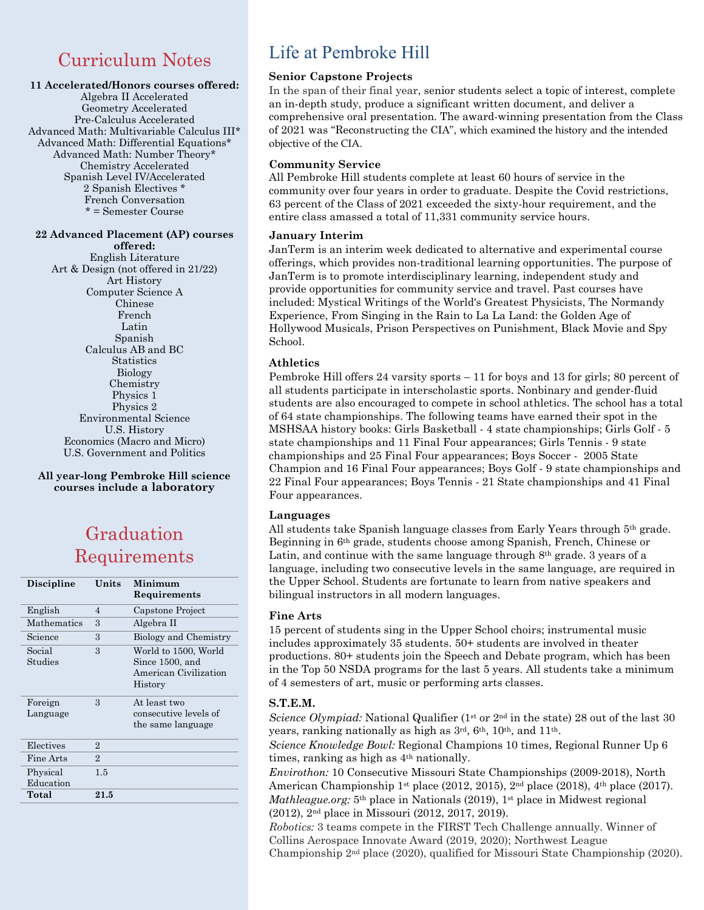## Curriculum Notes

**11 Accelerated/Honors courses offered:**

Algebra II Accelerated
Geometry Accelerated
Pre-Calculus Accelerated
Advanced Math: Multivariable Calculus III*
Advanced Math: Differential Equations*
Advanced Math: Number Theory*
Chemistry Accelerated
Spanish Level IV/Accelerated
2 Spanish Electives *
French Conversation
* = Semester Course

**22 Advanced Placement (AP) courses offered:**

English Literature
Art & Design (not offered in 21/22)
Art History
Computer Science A
Chinese
French
Latin
Spanish
Calculus AB and BC
Statistics
Biology
Chemistry
Physics 1
Physics 2
Environmental Science
U.S. History
Economics (Macro and Micro)
U.S. Government and Politics

**All year-long Pembroke Hill science courses include a laboratory**

## Graduation Requirements

| Discipline | Units | Minimum Requirements |
|---|---|---|
| English | 4 | Capstone Project |
| Mathematics | 3 | Algebra II |
| Science | 3 | Biology and Chemistry |
| Social Studies | 3 | World to 1500, World Since 1500, and American Civilization History |
| Foreign Language | 3 | At least two consecutive levels of the same language |
| Electives | 2 | |
| Fine Arts | 2 | |
| Physical Education | 1.5 | |
| **Total** | **21.5** | |

## Life at Pembroke Hill

**Senior Capstone Projects**

In the span of their final year, senior students select a topic of interest, complete an in-depth study, produce a significant written document, and deliver a comprehensive oral presentation. The award-winning presentation from the Class of 2021 was "Reconstructing the CIA", which examined the history and the intended objective of the CIA.

**Community Service**

All Pembroke Hill students complete at least 60 hours of service in the community over four years in order to graduate. Despite the Covid restrictions, 63 percent of the Class of 2021 exceeded the sixty-hour requirement, and the entire class amassed a total of 11,331 community service hours.

**January Interim**

JanTerm is an interim week dedicated to alternative and experimental course offerings, which provides non-traditional learning opportunities. The purpose of JanTerm is to promote interdisciplinary learning, independent study and provide opportunities for community service and travel. Past courses have included: Mystical Writings of the World's Greatest Physicists, The Normandy Experience, From Singing in the Rain to La La Land: the Golden Age of Hollywood Musicals, Prison Perspectives on Punishment, Black Movie and Spy School.

**Athletics**

Pembroke Hill offers 24 varsity sports – 11 for boys and 13 for girls; 80 percent of all students participate in interscholastic sports. Nonbinary and gender-fluid students are also encouraged to compete in school athletics. The school has a total of 64 state championships. The following teams have earned their spot in the MSHSAA history books: Girls Basketball - 4 state championships; Girls Golf - 5 state championships and 11 Final Four appearances; Girls Tennis - 9 state championships and 25 Final Four appearances; Boys Soccer - 2005 State Champion and 16 Final Four appearances; Boys Golf - 9 state championships and 22 Final Four appearances; Boys Tennis - 21 State championships and 41 Final Four appearances.

**Languages**

All students take Spanish language classes from Early Years through 5th grade. Beginning in 6th grade, students choose among Spanish, French, Chinese or Latin, and continue with the same language through 8th grade. 3 years of a language, including two consecutive levels in the same language, are required in the Upper School. Students are fortunate to learn from native speakers and bilingual instructors in all modern languages.

**Fine Arts**

15 percent of students sing in the Upper School choirs; instrumental music includes approximately 35 students. 50+ students are involved in theater productions. 80+ students join the Speech and Debate program, which has been in the Top 50 NSDA programs for the last 5 years. All students take a minimum of 4 semesters of art, music or performing arts classes.

**S.T.E.M.**

*Science Olympiad:* National Qualifier (1st or 2nd in the state) 28 out of the last 30 years, ranking nationally as high as 3rd, 6th, 10th, and 11th.
*Science Knowledge Bowl:* Regional Champions 10 times, Regional Runner Up 6 times, ranking as high as 4th nationally.
*Envirothon:* 10 Consecutive Missouri State Championships (2009-2018), North American Championship 1st place (2012, 2015), 2nd place (2018), 4th place (2017).
*Mathleague.org:* 5th place in Nationals (2019), 1st place in Midwest regional (2012), 2nd place in Missouri (2012, 2017, 2019).
*Robotics:* 3 teams compete in the FIRST Tech Challenge annually. Winner of Collins Aerospace Innovate Award (2019, 2020); Northwest League Championship 2nd place (2020), qualified for Missouri State Championship (2020).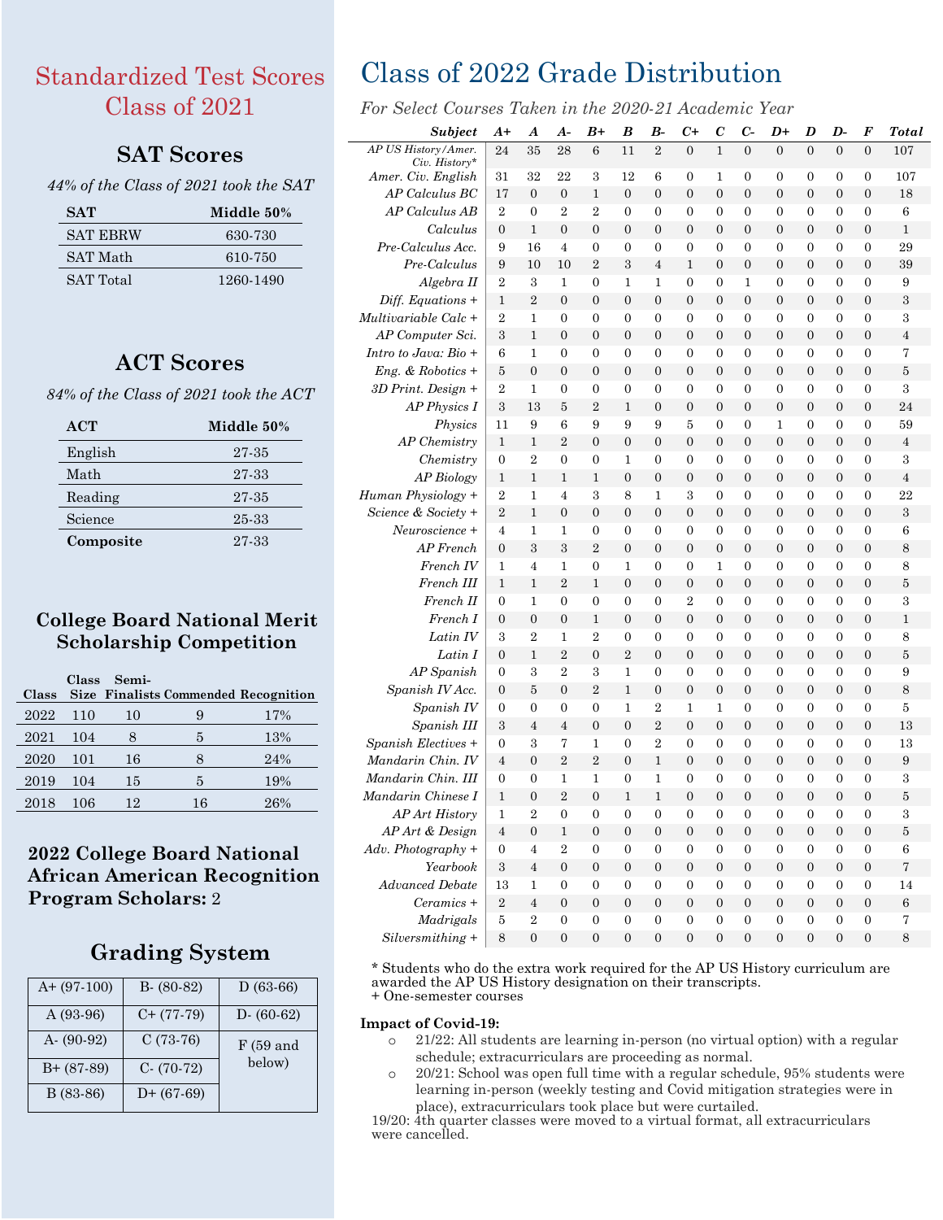# Standardized Test Scores Class of 2021

## SAT Scores

*44% of the Class of 2021 took the SAT*

| SAT | Middle 50% |
|---|---|
| SAT EBRW | 630-730 |
| SAT Math | 610-750 |
| SAT Total | 1260-1490 |

## ACT Scores

*84% of the Class of 2021 took the ACT*

| ACT | Middle 50% |
|---|---|
| English | 27-35 |
| Math | 27-33 |
| Reading | 27-35 |
| Science | 25-33 |
| **Composite** | 27-33 |

## College Board National Merit Scholarship Competition

| Class | Class Size | Semi-Finalists | Commended | Recognition |
|---|---|---|---|---|
| 2022 | 110 | 10 | 9 | 17% |
| 2021 | 104 | 8 | 5 | 13% |
| 2020 | 101 | 16 | 8 | 24% |
| 2019 | 104 | 15 | 5 | 19% |
| 2018 | 106 | 12 | 16 | 26% |

## 2022 College Board National African American Recognition Program Scholars: 2

## Grading System

| | | |
|---|---|---|
| A+ (97-100) | B- (80-82) | D (63-66) |
| A (93-96) | C+ (77-79) | D- (60-62) |
| A- (90-92) | C (73-76) | F (59 and below) |
| B+ (87-89) | C- (70-72) | |
| B (83-86) | D+ (67-69) | |

# Class of 2022 Grade Distribution

*For Select Courses Taken in the 2020-21 Academic Year*

| Subject | A+ | A | A- | B+ | B | B- | C+ | C | C- | D+ | D | D- | F | Total |
|---|---|---|---|---|---|---|---|---|---|---|---|---|---|---|
| AP US History/Amer. Civ. History* | 24 | 35 | 28 | 6 | 11 | 2 | 0 | 1 | 0 | 0 | 0 | 0 | 0 | 107 |
| Amer. Civ. English | 31 | 32 | 22 | 3 | 12 | 6 | 0 | 1 | 0 | 0 | 0 | 0 | 0 | 107 |
| AP Calculus BC | 17 | 0 | 0 | 1 | 0 | 0 | 0 | 0 | 0 | 0 | 0 | 0 | 0 | 18 |
| AP Calculus AB | 2 | 0 | 2 | 2 | 0 | 0 | 0 | 0 | 0 | 0 | 0 | 0 | 0 | 6 |
| Calculus | 0 | 1 | 0 | 0 | 0 | 0 | 0 | 0 | 0 | 0 | 0 | 0 | 0 | 1 |
| Pre-Calculus Acc. | 9 | 16 | 4 | 0 | 0 | 0 | 0 | 0 | 0 | 0 | 0 | 0 | 0 | 29 |
| Pre-Calculus | 9 | 10 | 10 | 2 | 3 | 4 | 1 | 0 | 0 | 0 | 0 | 0 | 0 | 39 |
| Algebra II | 2 | 3 | 1 | 0 | 1 | 1 | 0 | 0 | 1 | 0 | 0 | 0 | 0 | 9 |
| Diff. Equations + | 1 | 2 | 0 | 0 | 0 | 0 | 0 | 0 | 0 | 0 | 0 | 0 | 0 | 3 |
| Multivariable Calc + | 2 | 1 | 0 | 0 | 0 | 0 | 0 | 0 | 0 | 0 | 0 | 0 | 0 | 3 |
| AP Computer Sci. | 3 | 1 | 0 | 0 | 0 | 0 | 0 | 0 | 0 | 0 | 0 | 0 | 0 | 4 |
| Intro to Java: Bio + | 6 | 1 | 0 | 0 | 0 | 0 | 0 | 0 | 0 | 0 | 0 | 0 | 0 | 7 |
| Eng. & Robotics + | 5 | 0 | 0 | 0 | 0 | 0 | 0 | 0 | 0 | 0 | 0 | 0 | 0 | 5 |
| 3D Print. Design + | 2 | 1 | 0 | 0 | 0 | 0 | 0 | 0 | 0 | 0 | 0 | 0 | 0 | 3 |
| AP Physics I | 3 | 13 | 5 | 2 | 1 | 0 | 0 | 0 | 0 | 0 | 0 | 0 | 0 | 24 |
| Physics | 11 | 9 | 6 | 9 | 9 | 9 | 5 | 0 | 0 | 1 | 0 | 0 | 0 | 59 |
| AP Chemistry | 1 | 1 | 2 | 0 | 0 | 0 | 0 | 0 | 0 | 0 | 0 | 0 | 0 | 4 |
| Chemistry | 0 | 2 | 0 | 0 | 1 | 0 | 0 | 0 | 0 | 0 | 0 | 0 | 0 | 3 |
| AP Biology | 1 | 1 | 1 | 1 | 0 | 0 | 0 | 0 | 0 | 0 | 0 | 0 | 0 | 4 |
| Human Physiology + | 2 | 1 | 4 | 3 | 8 | 1 | 3 | 0 | 0 | 0 | 0 | 0 | 0 | 22 |
| Science & Society + | 2 | 1 | 0 | 0 | 0 | 0 | 0 | 0 | 0 | 0 | 0 | 0 | 0 | 3 |
| Neuroscience + | 4 | 1 | 1 | 0 | 0 | 0 | 0 | 0 | 0 | 0 | 0 | 0 | 0 | 6 |
| AP French | 0 | 3 | 3 | 2 | 0 | 0 | 0 | 0 | 0 | 0 | 0 | 0 | 0 | 8 |
| French IV | 1 | 4 | 1 | 0 | 1 | 0 | 0 | 1 | 0 | 0 | 0 | 0 | 0 | 8 |
| French III | 1 | 1 | 2 | 1 | 0 | 0 | 0 | 0 | 0 | 0 | 0 | 0 | 0 | 5 |
| French II | 0 | 1 | 0 | 0 | 0 | 0 | 2 | 0 | 0 | 0 | 0 | 0 | 0 | 3 |
| French I | 0 | 0 | 0 | 1 | 0 | 0 | 0 | 0 | 0 | 0 | 0 | 0 | 0 | 1 |
| Latin IV | 3 | 2 | 1 | 2 | 0 | 0 | 0 | 0 | 0 | 0 | 0 | 0 | 0 | 8 |
| Latin I | 0 | 1 | 2 | 0 | 2 | 0 | 0 | 0 | 0 | 0 | 0 | 0 | 0 | 5 |
| AP Spanish | 0 | 3 | 2 | 3 | 1 | 0 | 0 | 0 | 0 | 0 | 0 | 0 | 0 | 9 |
| Spanish IV Acc. | 0 | 5 | 0 | 2 | 1 | 0 | 0 | 0 | 0 | 0 | 0 | 0 | 0 | 8 |
| Spanish IV | 0 | 0 | 0 | 0 | 1 | 2 | 1 | 1 | 0 | 0 | 0 | 0 | 0 | 5 |
| Spanish III | 3 | 4 | 4 | 0 | 0 | 2 | 0 | 0 | 0 | 0 | 0 | 0 | 0 | 13 |
| Spanish Electives + | 0 | 3 | 7 | 1 | 0 | 2 | 0 | 0 | 0 | 0 | 0 | 0 | 0 | 13 |
| Mandarin Chin. IV | 4 | 0 | 2 | 2 | 0 | 1 | 0 | 0 | 0 | 0 | 0 | 0 | 0 | 9 |
| Mandarin Chin. III | 0 | 0 | 1 | 1 | 0 | 1 | 0 | 0 | 0 | 0 | 0 | 0 | 0 | 3 |
| Mandarin Chinese I | 1 | 0 | 2 | 0 | 1 | 1 | 0 | 0 | 0 | 0 | 0 | 0 | 0 | 5 |
| AP Art History | 1 | 2 | 0 | 0 | 0 | 0 | 0 | 0 | 0 | 0 | 0 | 0 | 0 | 3 |
| AP Art & Design | 4 | 0 | 1 | 0 | 0 | 0 | 0 | 0 | 0 | 0 | 0 | 0 | 0 | 5 |
| Adv. Photography + | 0 | 4 | 2 | 0 | 0 | 0 | 0 | 0 | 0 | 0 | 0 | 0 | 0 | 6 |
| Yearbook | 3 | 4 | 0 | 0 | 0 | 0 | 0 | 0 | 0 | 0 | 0 | 0 | 0 | 7 |
| Advanced Debate | 13 | 1 | 0 | 0 | 0 | 0 | 0 | 0 | 0 | 0 | 0 | 0 | 0 | 14 |
| Ceramics + | 2 | 4 | 0 | 0 | 0 | 0 | 0 | 0 | 0 | 0 | 0 | 0 | 0 | 6 |
| Madrigals | 5 | 2 | 0 | 0 | 0 | 0 | 0 | 0 | 0 | 0 | 0 | 0 | 0 | 7 |
| Silversmithing + | 8 | 0 | 0 | 0 | 0 | 0 | 0 | 0 | 0 | 0 | 0 | 0 | 0 | 8 |

\* Students who do the extra work required for the AP US History curriculum are awarded the AP US History designation on their transcripts.
+ One-semester courses

**Impact of Covid-19:**

- 21/22: All students are learning in-person (no virtual option) with a regular schedule; extracurriculars are proceeding as normal.
- 20/21: School was open full time with a regular schedule, 95% students were learning in-person (weekly testing and Covid mitigation strategies were in place), extracurriculars took place but were curtailed.

19/20: 4th quarter classes were moved to a virtual format, all extracurriculars were cancelled.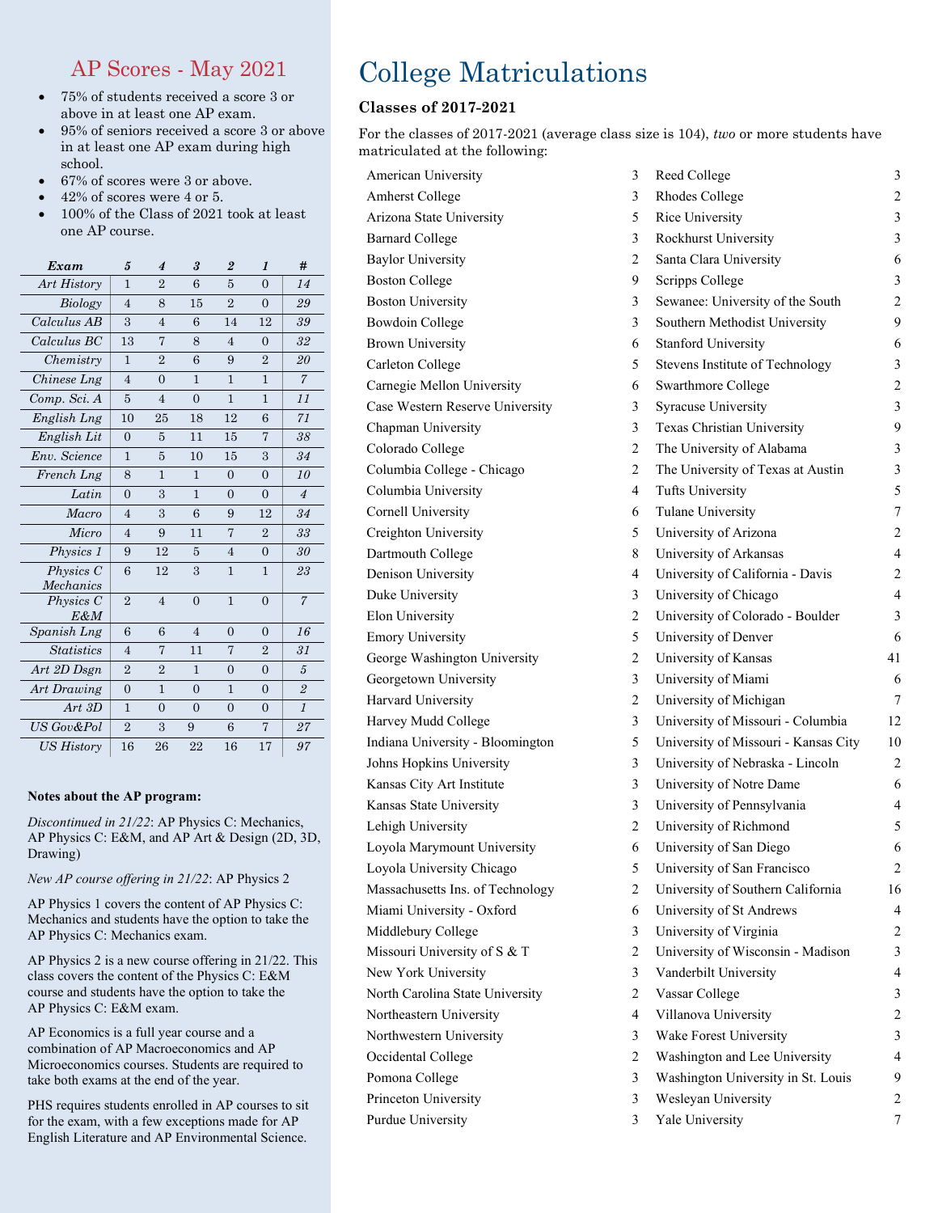## AP Scores - May 2021

- 75% of students received a score 3 or above in at least one AP exam.
- 95% of seniors received a score 3 or above in at least one AP exam during high school.
- 67% of scores were 3 or above.
- 42% of scores were 4 or 5.
- 100% of the Class of 2021 took at least one AP course.

| *Exam* | *5* | *4* | *3* | *2* | *1* | *#* |
|---|---|---|---|---|---|---|
| *Art History* | 1 | 2 | 6 | 5 | 0 | *14* |
| *Biology* | 4 | 8 | 15 | 2 | 0 | *29* |
| *Calculus AB* | 3 | 4 | 6 | 14 | 12 | *39* |
| *Calculus BC* | 13 | 7 | 8 | 4 | 0 | *32* |
| *Chemistry* | 1 | 2 | 6 | 9 | 2 | *20* |
| *Chinese Lng* | 4 | 0 | 1 | 1 | 1 | *7* |
| *Comp. Sci. A* | 5 | 4 | 0 | 1 | 1 | *11* |
| *English Lng* | 10 | 25 | 18 | 12 | 6 | *71* |
| *English Lit* | 0 | 5 | 11 | 15 | 7 | *38* |
| *Env. Science* | 1 | 5 | 10 | 15 | 3 | *34* |
| *French Lng* | 8 | 1 | 1 | 0 | 0 | *10* |
| *Latin* | 0 | 3 | 1 | 0 | 0 | *4* |
| *Macro* | 4 | 3 | 6 | 9 | 12 | *34* |
| *Micro* | 4 | 9 | 11 | 7 | 2 | *33* |
| *Physics 1* | 9 | 12 | 5 | 4 | 0 | *30* |
| *Physics C Mechanics* | 6 | 12 | 3 | 1 | 1 | *23* |
| *Physics C E&M* | 2 | 4 | 0 | 1 | 0 | *7* |
| *Spanish Lng* | 6 | 6 | 4 | 0 | 0 | *16* |
| *Statistics* | 4 | 7 | 11 | 7 | 2 | *31* |
| *Art 2D Dsgn* | 2 | 2 | 1 | 0 | 0 | *5* |
| *Art Drawing* | 0 | 1 | 0 | 1 | 0 | *2* |
| *Art 3D* | 1 | 0 | 0 | 0 | 0 | *1* |
| *US Gov&Pol* | 2 | 3 | 9 | 6 | 7 | *27* |
| *US History* | 16 | 26 | 22 | 16 | 17 | *97* |

**Notes about the AP program:**

*Discontinued in 21/22*: AP Physics C: Mechanics, AP Physics C: E&M, and AP Art & Design (2D, 3D, Drawing)

*New AP course offering in 21/22*: AP Physics 2

AP Physics 1 covers the content of AP Physics C: Mechanics and students have the option to take the AP Physics C: Mechanics exam.

AP Physics 2 is a new course offering in 21/22. This class covers the content of the Physics C: E&M course and students have the option to take the AP Physics C: E&M exam.

AP Economics is a full year course and a combination of AP Macroeconomics and AP Microeconomics courses. Students are required to take both exams at the end of the year.

PHS requires students enrolled in AP courses to sit for the exam, with a few exceptions made for AP English Literature and AP Environmental Science.

# College Matriculations

### Classes of 2017-2021

For the classes of 2017-2021 (average class size is 104), *two* or more students have matriculated at the following:

| | | | |
|---|---|---|---|
| American University | 3 | Reed College | 3 |
| Amherst College | 3 | Rhodes College | 2 |
| Arizona State University | 5 | Rice University | 3 |
| Barnard College | 3 | Rockhurst University | 3 |
| Baylor University | 2 | Santa Clara University | 6 |
| Boston College | 9 | Scripps College | 3 |
| Boston University | 3 | Sewanee: University of the South | 2 |
| Bowdoin College | 3 | Southern Methodist University | 9 |
| Brown University | 6 | Stanford University | 6 |
| Carleton College | 5 | Stevens Institute of Technology | 3 |
| Carnegie Mellon University | 6 | Swarthmore College | 2 |
| Case Western Reserve University | 3 | Syracuse University | 3 |
| Chapman University | 3 | Texas Christian University | 9 |
| Colorado College | 2 | The University of Alabama | 3 |
| Columbia College - Chicago | 2 | The University of Texas at Austin | 3 |
| Columbia University | 4 | Tufts University | 5 |
| Cornell University | 6 | Tulane University | 7 |
| Creighton University | 5 | University of Arizona | 2 |
| Dartmouth College | 8 | University of Arkansas | 4 |
| Denison University | 4 | University of California - Davis | 2 |
| Duke University | 3 | University of Chicago | 4 |
| Elon University | 2 | University of Colorado - Boulder | 3 |
| Emory University | 5 | University of Denver | 6 |
| George Washington University | 2 | University of Kansas | 41 |
| Georgetown University | 3 | University of Miami | 6 |
| Harvard University | 2 | University of Michigan | 7 |
| Harvey Mudd College | 3 | University of Missouri - Columbia | 12 |
| Indiana University - Bloomington | 5 | University of Missouri - Kansas City | 10 |
| Johns Hopkins University | 3 | University of Nebraska - Lincoln | 2 |
| Kansas City Art Institute | 3 | University of Notre Dame | 6 |
| Kansas State University | 3 | University of Pennsylvania | 4 |
| Lehigh University | 2 | University of Richmond | 5 |
| Loyola Marymount University | 6 | University of San Diego | 6 |
| Loyola University Chicago | 5 | University of San Francisco | 2 |
| Massachusetts Ins. of Technology | 2 | University of Southern California | 16 |
| Miami University - Oxford | 6 | University of St Andrews | 4 |
| Middlebury College | 3 | University of Virginia | 2 |
| Missouri University of S & T | 2 | University of Wisconsin - Madison | 3 |
| New York University | 3 | Vanderbilt University | 4 |
| North Carolina State University | 2 | Vassar College | 3 |
| Northeastern University | 4 | Villanova University | 2 |
| Northwestern University | 3 | Wake Forest University | 3 |
| Occidental College | 2 | Washington and Lee University | 4 |
| Pomona College | 3 | Washington University in St. Louis | 9 |
| Princeton University | 3 | Wesleyan University | 2 |
| Purdue University | 3 | Yale University | 7 |